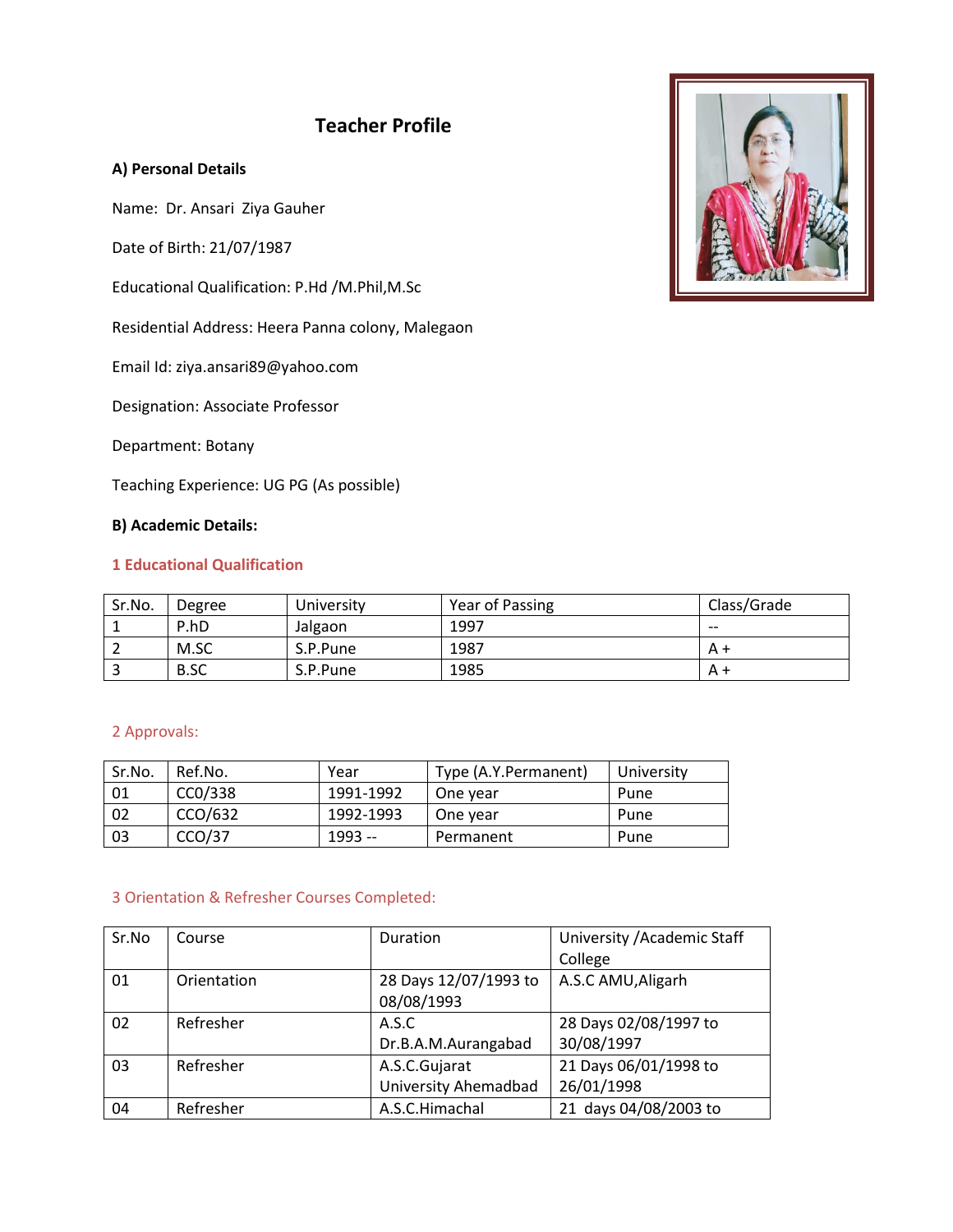# Teacher Profile

**A) Personal Details**

Name: Dr. Ansari Ziya Gauher

Date of Birth: 21/07/1987

Educational Qualification: P.Hd /M.Phil,M.Sc

Residential Address: Heera Panna colony, Malegaon

Email Id: ziya.ansari89@yahoo.com

Designation: Associate Professor

Department: Botany

Teaching Experience: UG PG (As possible)

**B) Academic Details:**

## 1 Educational Qualification

| Sr.No. | Degree | University | Year of Passing | Class/Grade |
|---|---|---|---|---|
| 1 | P.hD | Jalgaon | 1997 | -- |
| 2 | M.SC | S.P.Pune | 1987 | A + |
| 3 | B.SC | S.P.Pune | 1985 | A + |

## 2 Approvals:

| Sr.No. | Ref.No. | Year | Type (A.Y.Permanent) | University |
|---|---|---|---|---|
| 01 | CC0/338 | 1991-1992 | One year | Pune |
| 02 | CCO/632 | 1992-1993 | One year | Pune |
| 03 | CCO/37 | 1993 -- | Permanent | Pune |

## 3 Orientation & Refresher Courses Completed:

| Sr.No | Course | Duration | University /Academic Staff College |
|---|---|---|---|
| 01 | Orientation | 28 Days 12/07/1993 to 08/08/1993 | A.S.C AMU,Aligarh |
| 02 | Refresher | A.S.C Dr.B.A.M.Aurangabad | 28 Days 02/08/1997 to 30/08/1997 |
| 03 | Refresher | A.S.C.Gujarat University Ahemadbad | 21 Days 06/01/1998 to 26/01/1998 |
| 04 | Refresher | A.S.C.Himachal | 21 days 04/08/2003 to |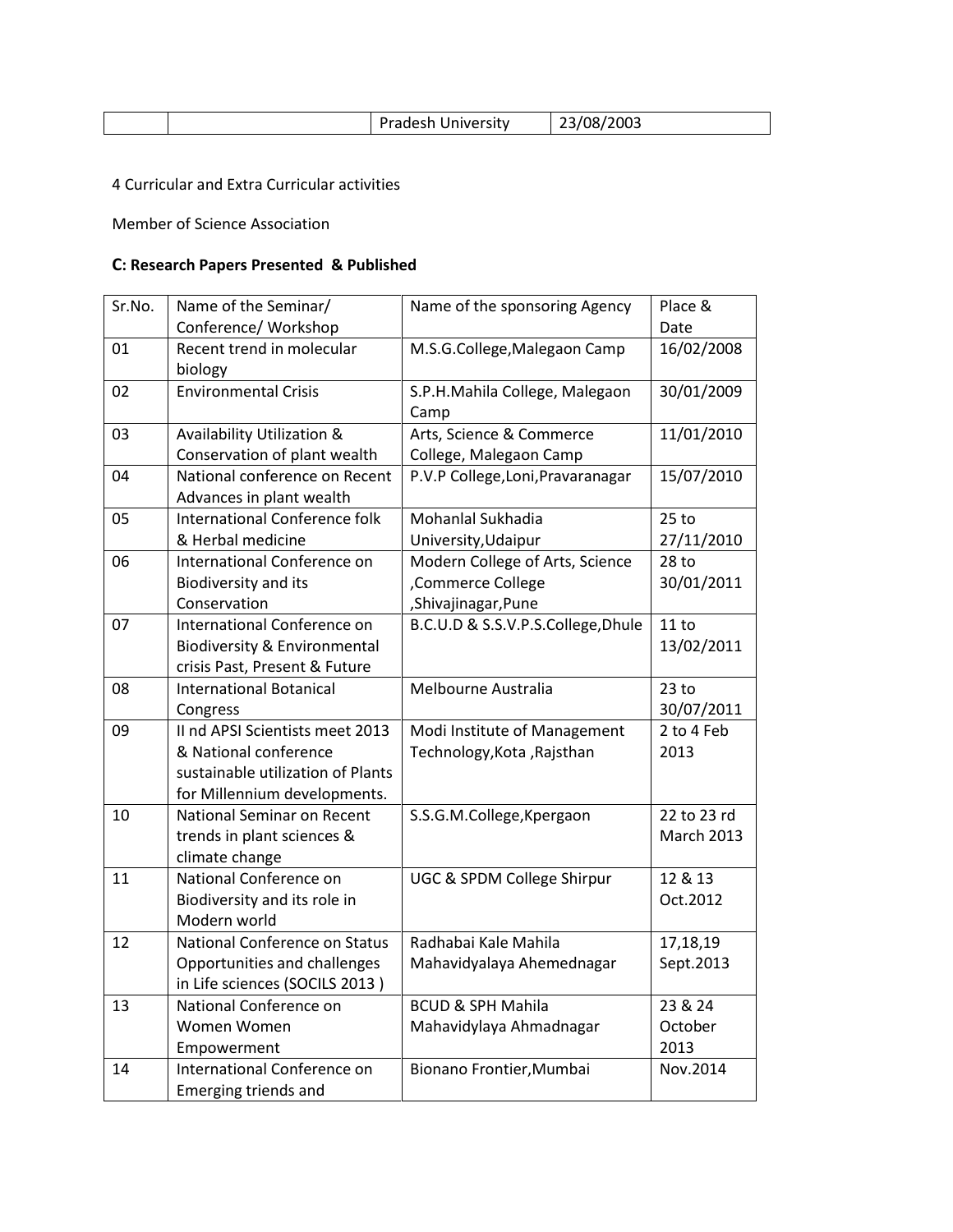| | | | |
|---|---|---|---|
| | | Pradesh University | 23/08/2003 |

4 Curricular and Extra Curricular activities

Member of Science Association

### C: Research Papers Presented & Published

| Sr.No. | Name of the Seminar/ Conference/ Workshop | Name of the sponsoring Agency | Place & Date |
|---|---|---|---|
| 01 | Recent trend in molecular biology | M.S.G.College,Malegaon Camp | 16/02/2008 |
| 02 | Environmental Crisis | S.P.H.Mahila College, Malegaon Camp | 30/01/2009 |
| 03 | Availability Utilization & Conservation of plant wealth | Arts, Science & Commerce College, Malegaon Camp | 11/01/2010 |
| 04 | National conference on Recent Advances in plant wealth | P.V.P College,Loni,Pravaranagar | 15/07/2010 |
| 05 | International Conference folk & Herbal medicine | Mohanlal Sukhadia University,Udaipur | 25 to 27/11/2010 |
| 06 | International Conference on Biodiversity and its Conservation | Modern College of Arts, Science ,Commerce College ,Shivajinagar,Pune | 28 to 30/01/2011 |
| 07 | International Conference on Biodiversity & Environmental crisis Past, Present & Future | B.C.U.D & S.S.V.P.S.College,Dhule | 11 to 13/02/2011 |
| 08 | International Botanical Congress | Melbourne Australia | 23 to 30/07/2011 |
| 09 | II nd APSI Scientists meet 2013 & National conference sustainable utilization of Plants for Millennium developments. | Modi Institute of Management Technology,Kota ,Rajsthan | 2 to 4 Feb 2013 |
| 10 | National Seminar on Recent trends in plant sciences & climate change | S.S.G.M.College,Kpergaon | 22 to 23 rd March 2013 |
| 11 | National Conference on Biodiversity and its role in Modern world | UGC & SPDM College Shirpur | 12 & 13 Oct.2012 |
| 12 | National Conference on Status Opportunities and challenges in Life sciences (SOCILS 2013 ) | Radhabai Kale Mahila Mahavidyalaya Ahemednagar | 17,18,19 Sept.2013 |
| 13 | National Conference on Women Women Empowerment | BCUD & SPH Mahila Mahavidylaya Ahmadnagar | 23 & 24 October 2013 |
| 14 | International Conference on Emerging triends and | Bionano Frontier,Mumbai | Nov.2014 |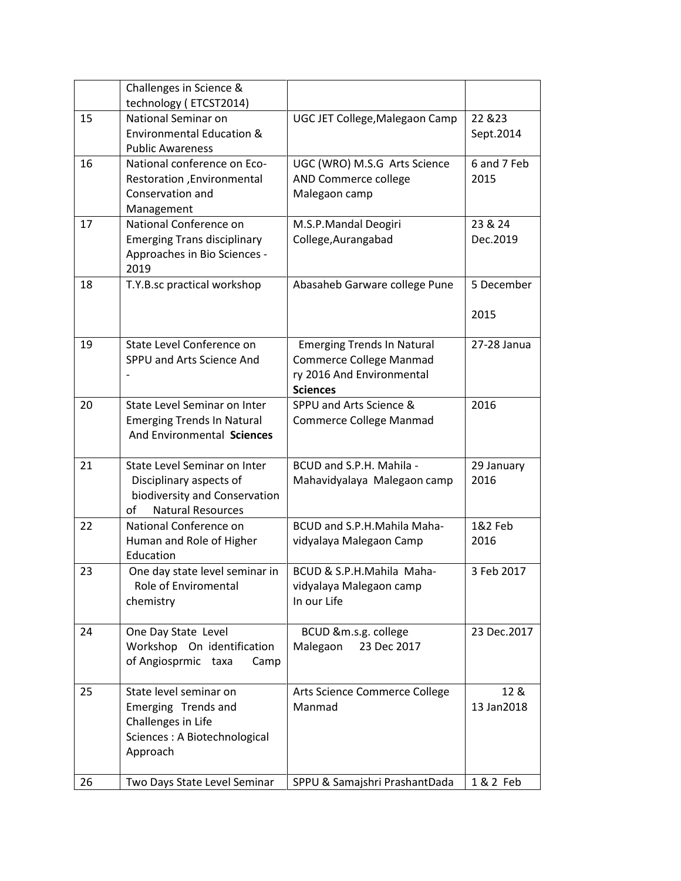| | | | |
|---|---|---|---|
| | Challenges in Science & technology ( ETCST2014) | | |
| 15 | National Seminar on Environmental Education & Public Awareness | UGC JET College,Malegaon Camp | 22 &23 Sept.2014 |
| 16 | National conference on Eco-Restoration ,Environmental Conservation and Management | UGC (WRO) M.S.G Arts Science AND Commerce college Malegaon camp | 6 and 7 Feb 2015 |
| 17 | National Conference on Emerging Trans disciplinary Approaches in Bio Sciences - 2019 | M.S.P.Mandal Deogiri College,Aurangabad | 23 & 24 Dec.2019 |
| 18 | T.Y.B.sc practical workshop | Abasaheb Garware college Pune | 5 December 2015 |
| 19 | State Level Conference on SPPU and Arts Science And - | Emerging Trends In Natural Commerce College Manmad ry 2016 And Environmental **Sciences** | 27-28 Janua |
| 20 | State Level Seminar on Inter Emerging Trends In Natural And Environmental **Sciences** | SPPU and Arts Science & Commerce College Manmad | 2016 |
| 21 | State Level Seminar on Inter Disciplinary aspects of biodiversity and Conservation of Natural Resources | BCUD and S.P.H. Mahila - Mahavidyalaya Malegaon camp | 29 January 2016 |
| 22 | National Conference on Human and Role of Higher Education | BCUD and S.P.H.Mahila Maha-vidyalaya Malegaon Camp | 1&2 Feb 2016 |
| 23 | One day state level seminar in Role of Enviromental chemistry | BCUD & S.P.H.Mahila Maha-vidyalaya Malegaon camp In our Life | 3 Feb 2017 |
| 24 | One Day State Level Workshop On identification of Angiosprmic taxa Camp | BCUD &m.s.g. college Malegaon 23 Dec 2017 | 23 Dec.2017 |
| 25 | State level seminar on Emerging Trends and Challenges in Life Sciences : A Biotechnological Approach | Arts Science Commerce College Manmad | 12 & 13 Jan2018 |
| 26 | Two Days State Level Seminar | SPPU & Samajshri PrashantDada | 1 & 2 Feb |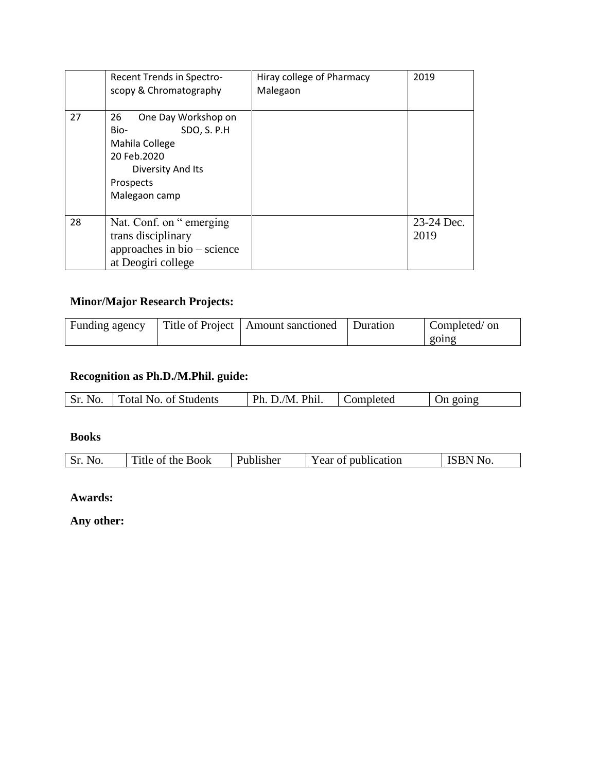| | | | |
|---|---|---|---|
| | Recent Trends in Spectro-scopy & Chromatography | Hiray college of Pharmacy Malegaon | 2019 |
| 27 | 26 One Day Workshop on Bio- SDO, S. P.H Mahila College 20 Feb.2020 Diversity And Its Prospects Malegaon camp | | |
| 28 | Nat. Conf. on " emerging trans disciplinary approaches in bio – science at Deogiri college | | 23-24 Dec. 2019 |

**Minor/Major Research Projects:**

| Funding agency | Title of Project | Amount sanctioned | Duration | Completed/ on going |
|---|---|---|---|---|

**Recognition as Ph.D./M.Phil. guide:**

| Sr. No. | Total No. of Students | Ph. D./M. Phil. | Completed | On going |
|---|---|---|---|---|

**Books**

| Sr. No. | Title of the Book | Publisher | Year of publication | ISBN No. |
|---|---|---|---|---|

**Awards:**

**Any other:**